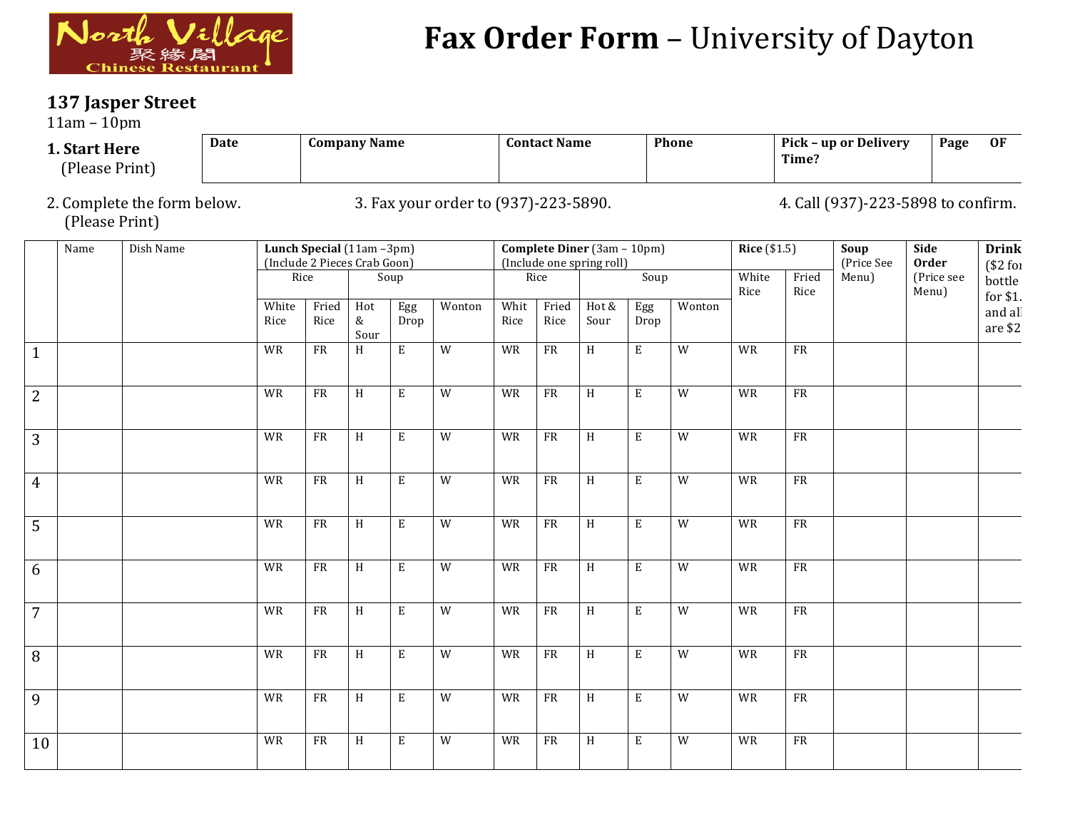North Village 聚緣閣 Chinese Restaurant

# Fax Order Form – University of Dayton

**137 Jasper Street**
11am – 10pm

**1. Start Here**
(Please Print)

| Date | Company Name | Contact Name | Phone | Pick – up or Delivery Time? | Page OF |
|---|---|---|---|---|---|
| | | | | | |

2. Complete the form below. (Please Print)

3. Fax your order to (937)-223-5890.

4. Call (937)-223-5898 to confirm.

| | Name | Dish Name | Lunch Special (11am –3pm) (Include 2 Pieces Crab Goon) | | | | | Complete Diner (3am – 10pm) (Include one spring roll) | | | | | Rice ($1.5) | | Soup (Price See Menu) | Side Order (Price see Menu) | Drink ($2 for bottle for $1. and all are $2 |
|---|---|---|---|---|---|---|---|---|---|---|---|---|---|---|---|---|---|
| | | | Rice | | Soup | | | Rice | | Soup | | | White Rice | Fried Rice | | | |
| | | | White Rice | Fried Rice | Hot & Sour | Egg Drop | Wonton | Whit Rice | Fried Rice | Hot & Sour | Egg Drop | Wonton | | | | | |
| 1 | | | WR | FR | H | E | W | WR | FR | H | E | W | WR | FR | | | |
| 2 | | | WR | FR | H | E | W | WR | FR | H | E | W | WR | FR | | | |
| 3 | | | WR | FR | H | E | W | WR | FR | H | E | W | WR | FR | | | |
| 4 | | | WR | FR | H | E | W | WR | FR | H | E | W | WR | FR | | | |
| 5 | | | WR | FR | H | E | W | WR | FR | H | E | W | WR | FR | | | |
| 6 | | | WR | FR | H | E | W | WR | FR | H | E | W | WR | FR | | | |
| 7 | | | WR | FR | H | E | W | WR | FR | H | E | W | WR | FR | | | |
| 8 | | | WR | FR | H | E | W | WR | FR | H | E | W | WR | FR | | | |
| 9 | | | WR | FR | H | E | W | WR | FR | H | E | W | WR | FR | | | |
| 10 | | | WR | FR | H | E | W | WR | FR | H | E | W | WR | FR | | | |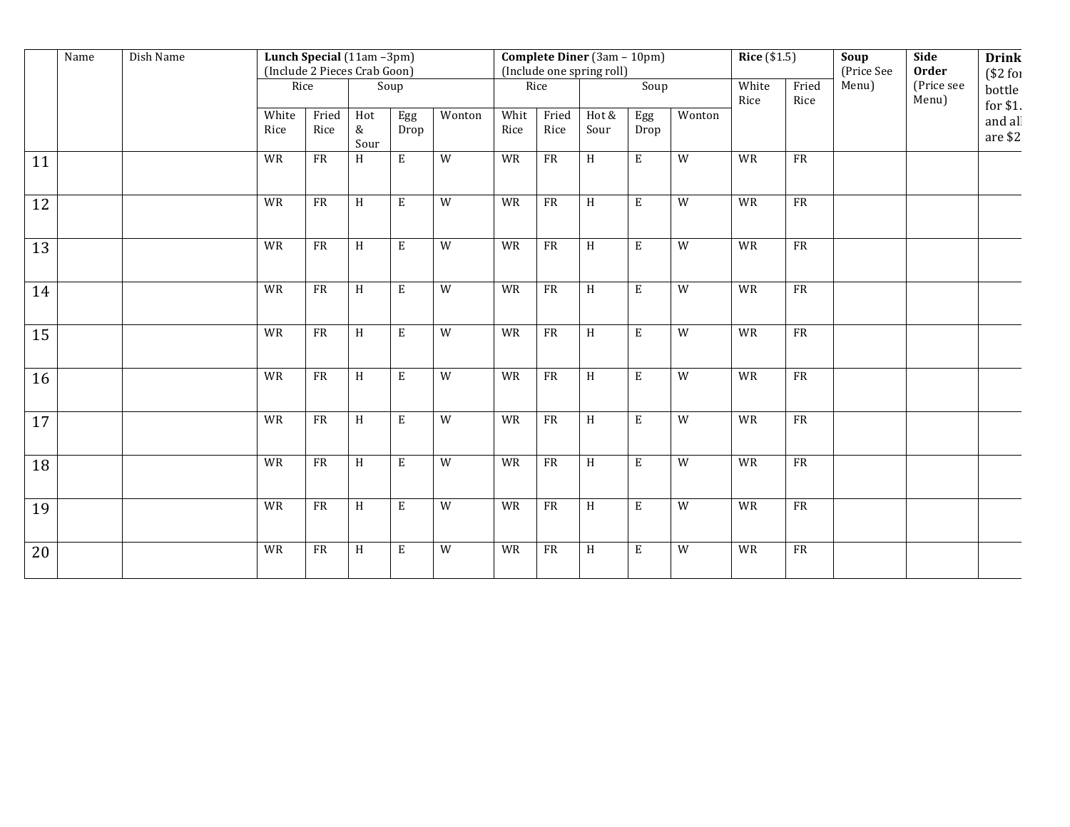| | Name | Dish Name | Lunch Special (11am –3pm) (Include 2 Pieces Crab Goon) | | | | | Complete Diner (3am – 10pm) (Include one spring roll) | | | | | Rice ($1.5) | | Soup (Price See Menu) | Side Order (Price see Menu) | Drink ($2 for bottle for $1. and all are $2 |
|---|---|---|---|---|---|---|---|---|---|---|---|---|---|---|---|---|---|
| | | | Rice | | Soup | | | Rice | | Soup | | | White Rice | Fried Rice | | | |
| | | | White Rice | Fried Rice | Hot & Sour | Egg Drop | Wonton | Whit Rice | Fried Rice | Hot & Sour | Egg Drop | Wonton | | | | | |
| 11 | | | WR | FR | H | E | W | WR | FR | H | E | W | WR | FR | | | |
| 12 | | | WR | FR | H | E | W | WR | FR | H | E | W | WR | FR | | | |
| 13 | | | WR | FR | H | E | W | WR | FR | H | E | W | WR | FR | | | |
| 14 | | | WR | FR | H | E | W | WR | FR | H | E | W | WR | FR | | | |
| 15 | | | WR | FR | H | E | W | WR | FR | H | E | W | WR | FR | | | |
| 16 | | | WR | FR | H | E | W | WR | FR | H | E | W | WR | FR | | | |
| 17 | | | WR | FR | H | E | W | WR | FR | H | E | W | WR | FR | | | |
| 18 | | | WR | FR | H | E | W | WR | FR | H | E | W | WR | FR | | | |
| 19 | | | WR | FR | H | E | W | WR | FR | H | E | W | WR | FR | | | |
| 20 | | | WR | FR | H | E | W | WR | FR | H | E | W | WR | FR | | | |